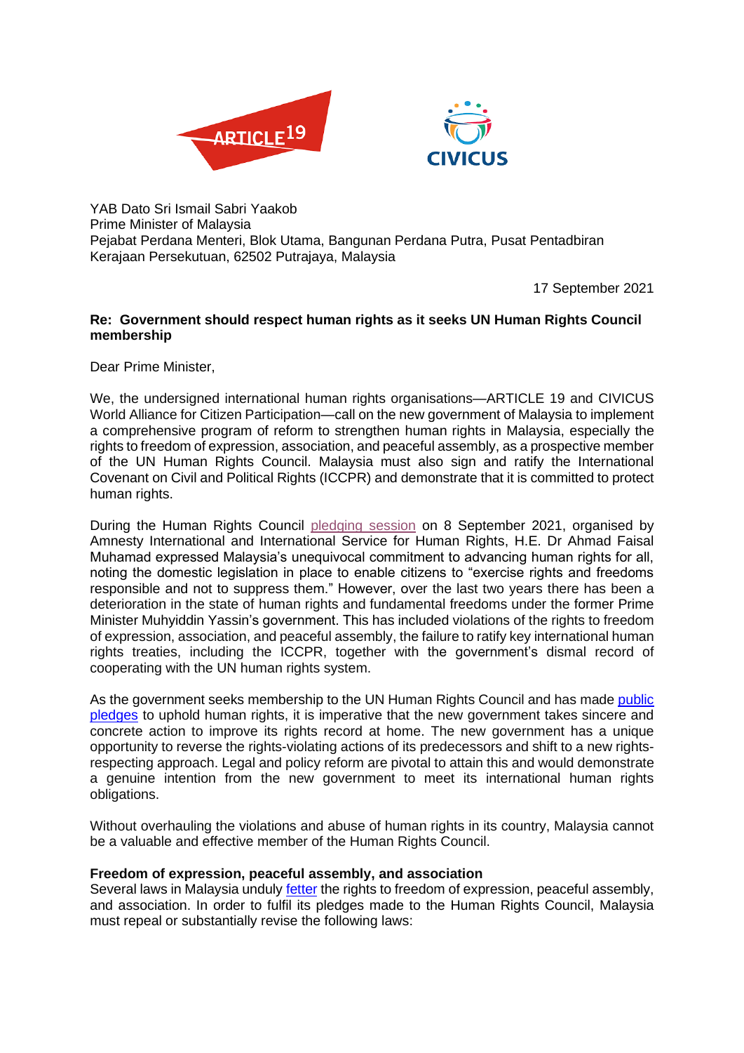YAB Dato Sri Ismail Sabri Yaakob
Prime Minister of Malaysia
Pejabat Perdana Menteri, Blok Utama, Bangunan Perdana Putra, Pusat Pentadbiran Kerajaan Persekutuan, 62502 Putrajaya, Malaysia

17 September 2021

**Re: Government should respect human rights as it seeks UN Human Rights Council membership**

Dear Prime Minister,

We, the undersigned international human rights organisations—ARTICLE 19 and CIVICUS World Alliance for Citizen Participation—call on the new government of Malaysia to implement a comprehensive program of reform to strengthen human rights in Malaysia, especially the rights to freedom of expression, association, and peaceful assembly, as a prospective member of the UN Human Rights Council. Malaysia must also sign and ratify the International Covenant on Civil and Political Rights (ICCPR) and demonstrate that it is committed to protect human rights.

During the Human Rights Council pledging session on 8 September 2021, organised by Amnesty International and International Service for Human Rights, H.E. Dr Ahmad Faisal Muhamad expressed Malaysia's unequivocal commitment to advancing human rights for all, noting the domestic legislation in place to enable citizens to "exercise rights and freedoms responsible and not to suppress them." However, over the last two years there has been a deterioration in the state of human rights and fundamental freedoms under the former Prime Minister Muhyiddin Yassin's government. This has included violations of the rights to freedom of expression, association, and peaceful assembly, the failure to ratify key international human rights treaties, including the ICCPR, together with the government's dismal record of cooperating with the UN human rights system.

As the government seeks membership to the UN Human Rights Council and has made public pledges to uphold human rights, it is imperative that the new government takes sincere and concrete action to improve its rights record at home. The new government has a unique opportunity to reverse the rights-violating actions of its predecessors and shift to a new rights-respecting approach. Legal and policy reform are pivotal to attain this and would demonstrate a genuine intention from the new government to meet its international human rights obligations.

Without overhauling the violations and abuse of human rights in its country, Malaysia cannot be a valuable and effective member of the Human Rights Council.

**Freedom of expression, peaceful assembly, and association**

Several laws in Malaysia unduly fetter the rights to freedom of expression, peaceful assembly, and association. In order to fulfil its pledges made to the Human Rights Council, Malaysia must repeal or substantially revise the following laws: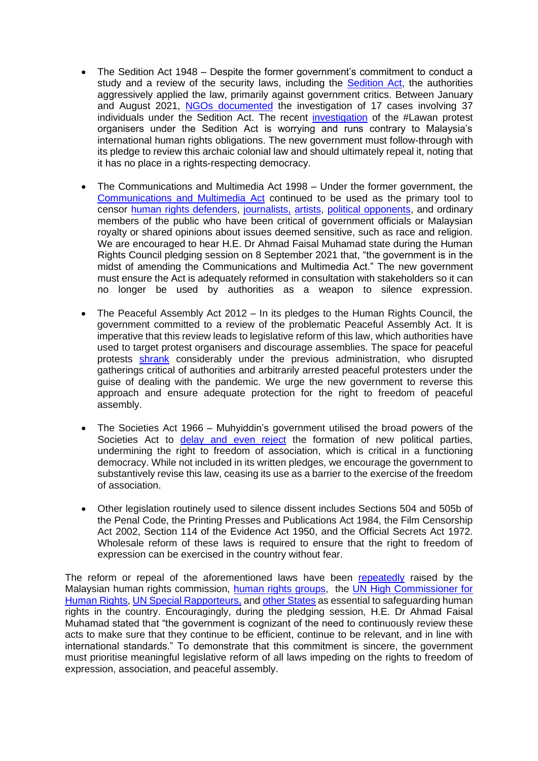- The Sedition Act 1948 – Despite the former government's commitment to conduct a study and a review of the security laws, including the Sedition Act, the authorities aggressively applied the law, primarily against government critics. Between January and August 2021, NGOs documented the investigation of 17 cases involving 37 individuals under the Sedition Act. The recent investigation of the #Lawan protest organisers under the Sedition Act is worrying and runs contrary to Malaysia's international human rights obligations. The new government must follow-through with its pledge to review this archaic colonial law and should ultimately repeal it, noting that it has no place in a rights-respecting democracy.

- The Communications and Multimedia Act 1998 – Under the former government, the Communications and Multimedia Act continued to be used as the primary tool to censor human rights defenders, journalists, artists, political opponents, and ordinary members of the public who have been critical of government officials or Malaysian royalty or shared opinions about issues deemed sensitive, such as race and religion. We are encouraged to hear H.E. Dr Ahmad Faisal Muhamad state during the Human Rights Council pledging session on 8 September 2021 that, "the government is in the midst of amending the Communications and Multimedia Act." The new government must ensure the Act is adequately reformed in consultation with stakeholders so it can no longer be used by authorities as a weapon to silence expression.

- The Peaceful Assembly Act 2012 – In its pledges to the Human Rights Council, the government committed to a review of the problematic Peaceful Assembly Act. It is imperative that this review leads to legislative reform of this law, which authorities have used to target protest organisers and discourage assemblies. The space for peaceful protests shrank considerably under the previous administration, who disrupted gatherings critical of authorities and arbitrarily arrested peaceful protesters under the guise of dealing with the pandemic. We urge the new government to reverse this approach and ensure adequate protection for the right to freedom of peaceful assembly.

- The Societies Act 1966 – Muhyiddin's government utilised the broad powers of the Societies Act to delay and even reject the formation of new political parties, undermining the right to freedom of association, which is critical in a functioning democracy. While not included in its written pledges, we encourage the government to substantively revise this law, ceasing its use as a barrier to the exercise of the freedom of association.

- Other legislation routinely used to silence dissent includes Sections 504 and 505b of the Penal Code, the Printing Presses and Publications Act 1984, the Film Censorship Act 2002, Section 114 of the Evidence Act 1950, and the Official Secrets Act 1972. Wholesale reform of these laws is required to ensure that the right to freedom of expression can be exercised in the country without fear.

The reform or repeal of the aforementioned laws have been repeatedly raised by the Malaysian human rights commission, human rights groups, the UN High Commissioner for Human Rights, UN Special Rapporteurs, and other States as essential to safeguarding human rights in the country. Encouragingly, during the pledging session, H.E. Dr Ahmad Faisal Muhamad stated that "the government is cognizant of the need to continuously review these acts to make sure that they continue to be efficient, continue to be relevant, and in line with international standards." To demonstrate that this commitment is sincere, the government must prioritise meaningful legislative reform of all laws impeding on the rights to freedom of expression, association, and peaceful assembly.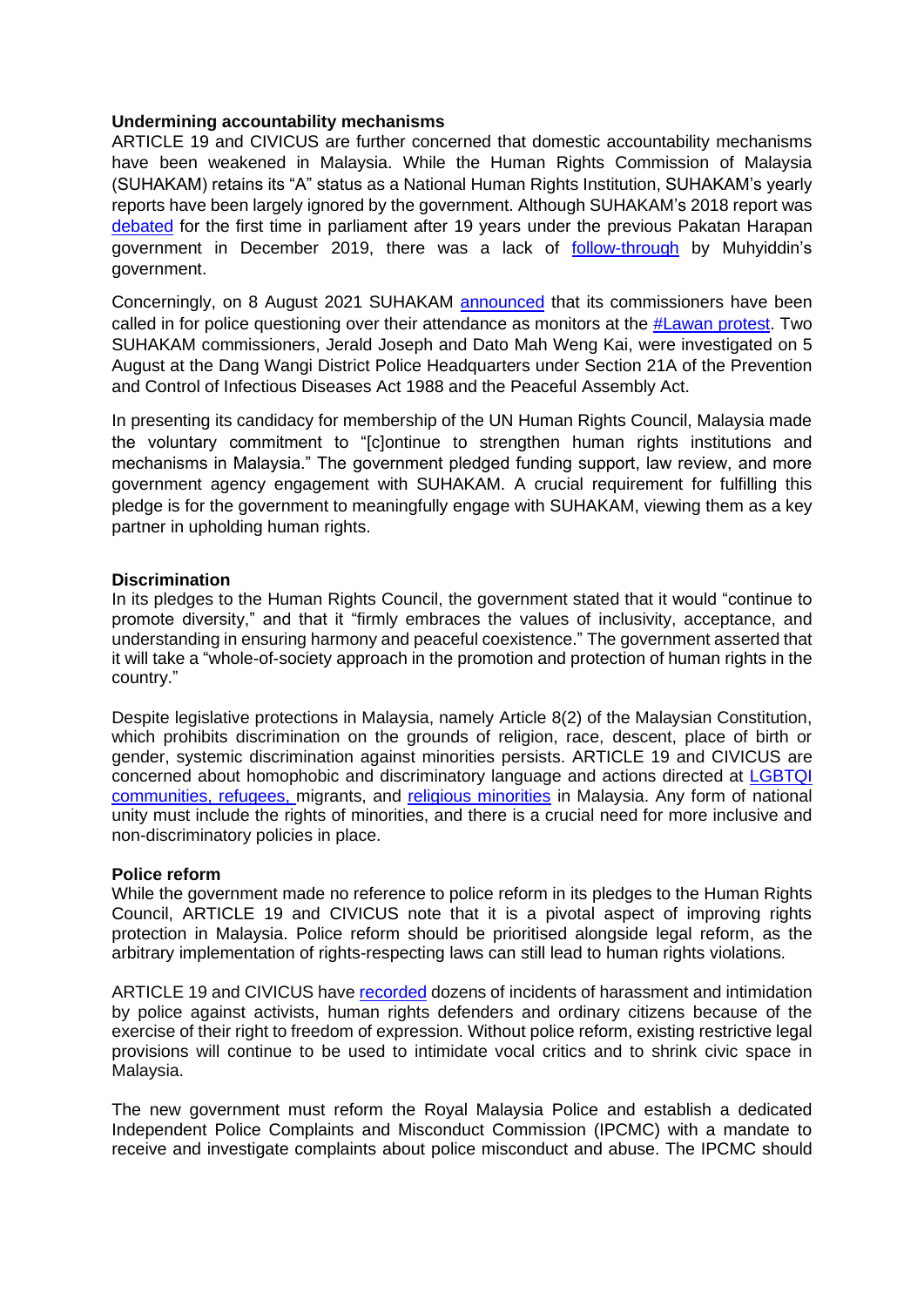**Undermining accountability mechanisms**

ARTICLE 19 and CIVICUS are further concerned that domestic accountability mechanisms have been weakened in Malaysia. While the Human Rights Commission of Malaysia (SUHAKAM) retains its "A" status as a National Human Rights Institution, SUHAKAM's yearly reports have been largely ignored by the government. Although SUHAKAM's 2018 report was debated for the first time in parliament after 19 years under the previous Pakatan Harapan government in December 2019, there was a lack of follow-through by Muhyiddin's government.

Concerningly, on 8 August 2021 SUHAKAM announced that its commissioners have been called in for police questioning over their attendance as monitors at the #Lawan protest. Two SUHAKAM commissioners, Jerald Joseph and Dato Mah Weng Kai, were investigated on 5 August at the Dang Wangi District Police Headquarters under Section 21A of the Prevention and Control of Infectious Diseases Act 1988 and the Peaceful Assembly Act.

In presenting its candidacy for membership of the UN Human Rights Council, Malaysia made the voluntary commitment to "[c]ontinue to strengthen human rights institutions and mechanisms in Malaysia." The government pledged funding support, law review, and more government agency engagement with SUHAKAM. A crucial requirement for fulfilling this pledge is for the government to meaningfully engage with SUHAKAM, viewing them as a key partner in upholding human rights.

**Discrimination**

In its pledges to the Human Rights Council, the government stated that it would "continue to promote diversity," and that it "firmly embraces the values of inclusivity, acceptance, and understanding in ensuring harmony and peaceful coexistence." The government asserted that it will take a "whole-of-society approach in the promotion and protection of human rights in the country."

Despite legislative protections in Malaysia, namely Article 8(2) of the Malaysian Constitution, which prohibits discrimination on the grounds of religion, race, descent, place of birth or gender, systemic discrimination against minorities persists. ARTICLE 19 and CIVICUS are concerned about homophobic and discriminatory language and actions directed at LGBTQI communities, refugees, migrants, and religious minorities in Malaysia. Any form of national unity must include the rights of minorities, and there is a crucial need for more inclusive and non-discriminatory policies in place.

**Police reform**

While the government made no reference to police reform in its pledges to the Human Rights Council, ARTICLE 19 and CIVICUS note that it is a pivotal aspect of improving rights protection in Malaysia. Police reform should be prioritised alongside legal reform, as the arbitrary implementation of rights-respecting laws can still lead to human rights violations.

ARTICLE 19 and CIVICUS have recorded dozens of incidents of harassment and intimidation by police against activists, human rights defenders and ordinary citizens because of the exercise of their right to freedom of expression. Without police reform, existing restrictive legal provisions will continue to be used to intimidate vocal critics and to shrink civic space in Malaysia.

The new government must reform the Royal Malaysia Police and establish a dedicated Independent Police Complaints and Misconduct Commission (IPCMC) with a mandate to receive and investigate complaints about police misconduct and abuse. The IPCMC should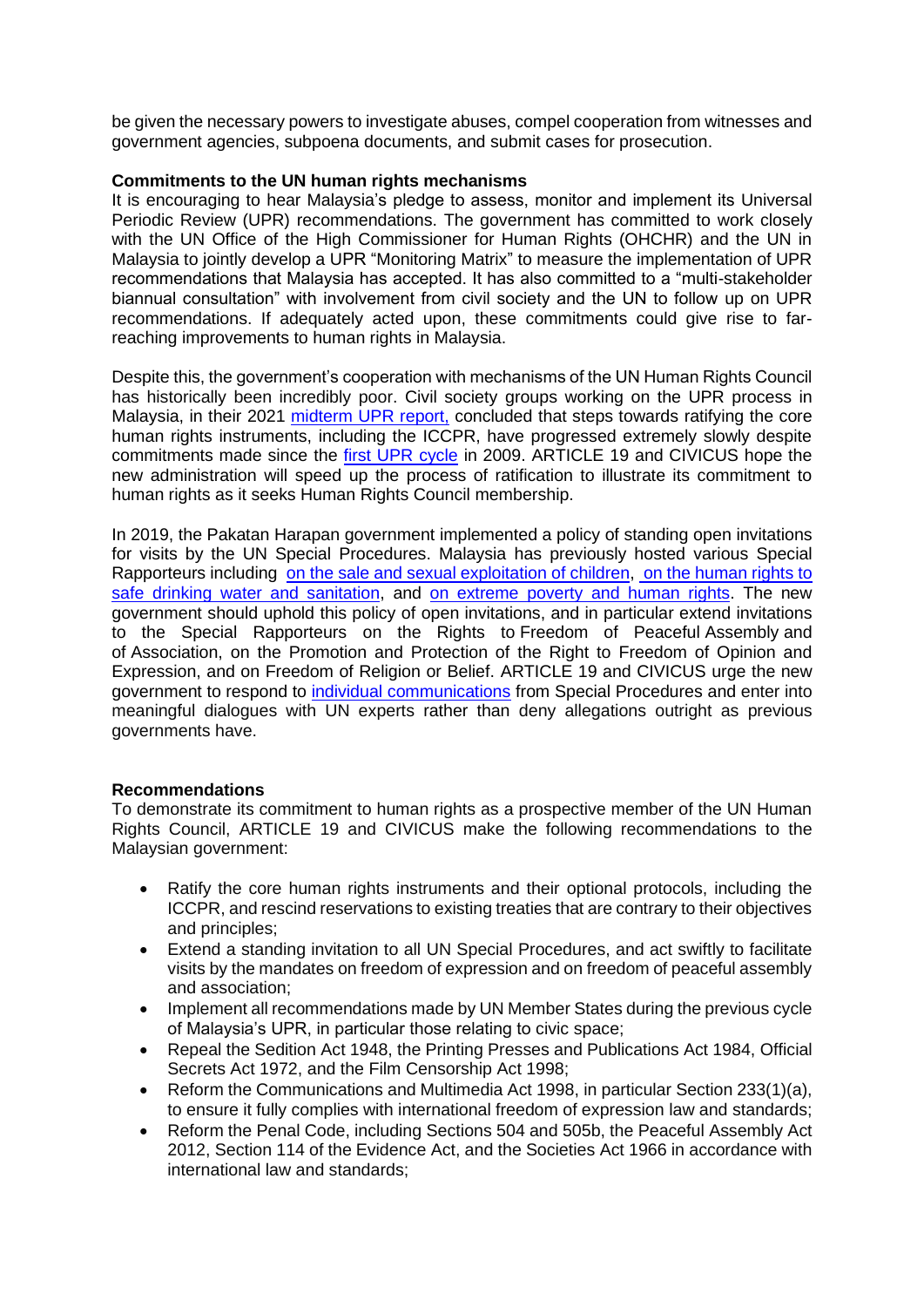be given the necessary powers to investigate abuses, compel cooperation from witnesses and government agencies, subpoena documents, and submit cases for prosecution.

**Commitments to the UN human rights mechanisms**

It is encouraging to hear Malaysia's pledge to assess, monitor and implement its Universal Periodic Review (UPR) recommendations. The government has committed to work closely with the UN Office of the High Commissioner for Human Rights (OHCHR) and the UN in Malaysia to jointly develop a UPR "Monitoring Matrix" to measure the implementation of UPR recommendations that Malaysia has accepted. It has also committed to a "multi-stakeholder biannual consultation" with involvement from civil society and the UN to follow up on UPR recommendations. If adequately acted upon, these commitments could give rise to far-reaching improvements to human rights in Malaysia.

Despite this, the government's cooperation with mechanisms of the UN Human Rights Council has historically been incredibly poor. Civil society groups working on the UPR process in Malaysia, in their 2021 midterm UPR report, concluded that steps towards ratifying the core human rights instruments, including the ICCPR, have progressed extremely slowly despite commitments made since the first UPR cycle in 2009. ARTICLE 19 and CIVICUS hope the new administration will speed up the process of ratification to illustrate its commitment to human rights as it seeks Human Rights Council membership.

In 2019, the Pakatan Harapan government implemented a policy of standing open invitations for visits by the UN Special Procedures. Malaysia has previously hosted various Special Rapporteurs including on the sale and sexual exploitation of children, on the human rights to safe drinking water and sanitation, and on extreme poverty and human rights. The new government should uphold this policy of open invitations, and in particular extend invitations to the Special Rapporteurs on the Rights to Freedom of Peaceful Assembly and of Association, on the Promotion and Protection of the Right to Freedom of Opinion and Expression, and on Freedom of Religion or Belief. ARTICLE 19 and CIVICUS urge the new government to respond to individual communications from Special Procedures and enter into meaningful dialogues with UN experts rather than deny allegations outright as previous governments have.

**Recommendations**

To demonstrate its commitment to human rights as a prospective member of the UN Human Rights Council, ARTICLE 19 and CIVICUS make the following recommendations to the Malaysian government:

- Ratify the core human rights instruments and their optional protocols, including the ICCPR, and rescind reservations to existing treaties that are contrary to their objectives and principles;
- Extend a standing invitation to all UN Special Procedures, and act swiftly to facilitate visits by the mandates on freedom of expression and on freedom of peaceful assembly and association;
- Implement all recommendations made by UN Member States during the previous cycle of Malaysia's UPR, in particular those relating to civic space;
- Repeal the Sedition Act 1948, the Printing Presses and Publications Act 1984, Official Secrets Act 1972, and the Film Censorship Act 1998;
- Reform the Communications and Multimedia Act 1998, in particular Section 233(1)(a), to ensure it fully complies with international freedom of expression law and standards;
- Reform the Penal Code, including Sections 504 and 505b, the Peaceful Assembly Act 2012, Section 114 of the Evidence Act, and the Societies Act 1966 in accordance with international law and standards;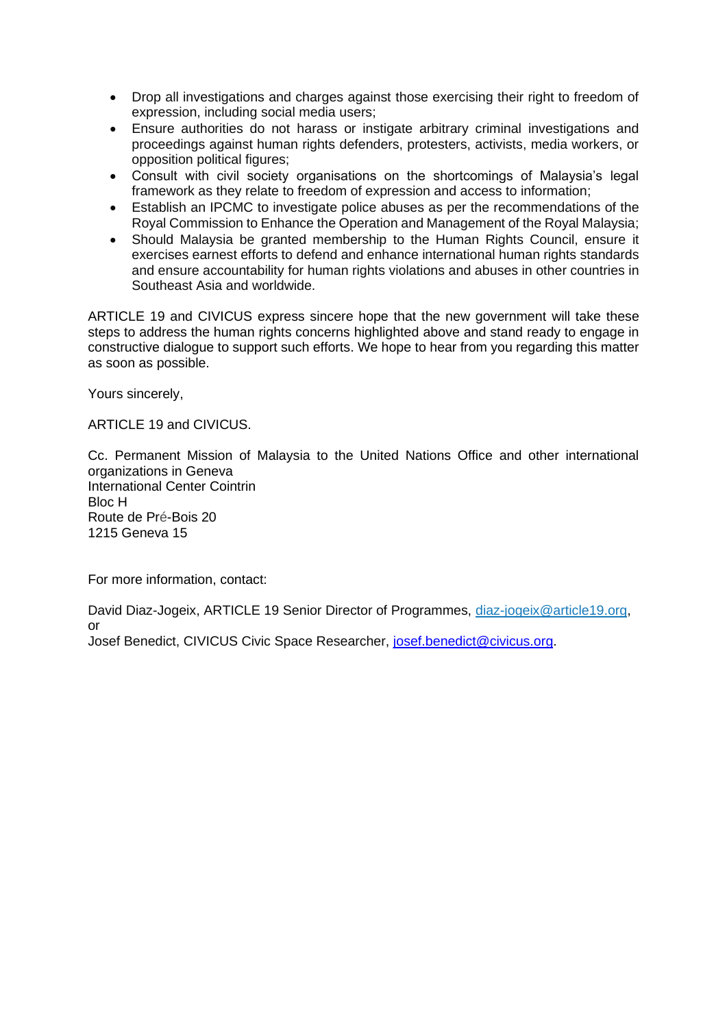- Drop all investigations and charges against those exercising their right to freedom of expression, including social media users;
- Ensure authorities do not harass or instigate arbitrary criminal investigations and proceedings against human rights defenders, protesters, activists, media workers, or opposition political figures;
- Consult with civil society organisations on the shortcomings of Malaysia's legal framework as they relate to freedom of expression and access to information;
- Establish an IPCMC to investigate police abuses as per the recommendations of the Royal Commission to Enhance the Operation and Management of the Royal Malaysia;
- Should Malaysia be granted membership to the Human Rights Council, ensure it exercises earnest efforts to defend and enhance international human rights standards and ensure accountability for human rights violations and abuses in other countries in Southeast Asia and worldwide.

ARTICLE 19 and CIVICUS express sincere hope that the new government will take these steps to address the human rights concerns highlighted above and stand ready to engage in constructive dialogue to support such efforts. We hope to hear from you regarding this matter as soon as possible.

Yours sincerely,

ARTICLE 19 and CIVICUS.

Cc. Permanent Mission of Malaysia to the United Nations Office and other international organizations in Geneva
International Center Cointrin
Bloc H
Route de Pré-Bois 20
1215 Geneva 15

For more information, contact:

David Diaz-Jogeix, ARTICLE 19 Senior Director of Programmes, diaz-jogeix@article19.org, or
Josef Benedict, CIVICUS Civic Space Researcher, josef.benedict@civicus.org.